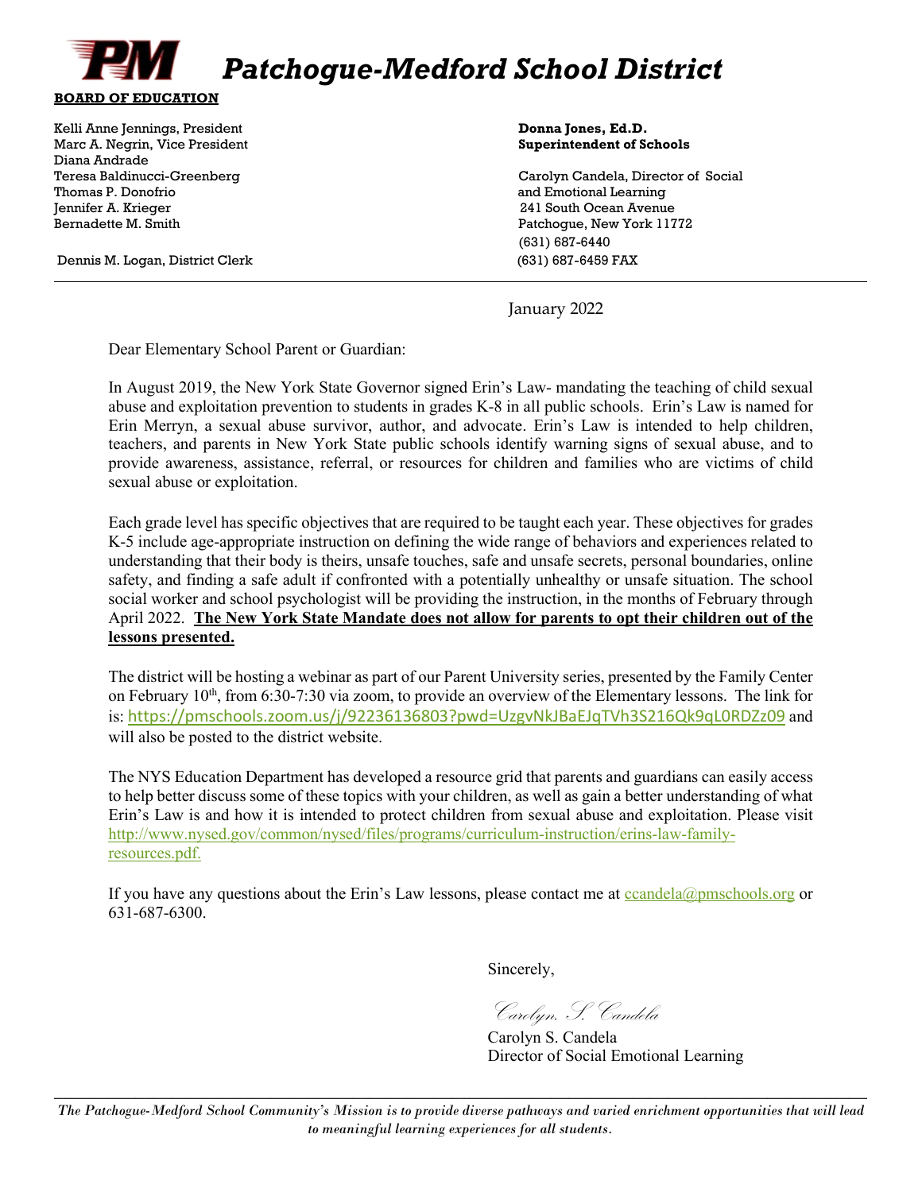# Patchogue-Medford School District

**BOARD OF EDUCATION**

Kelli Anne Jennings, President
Marc A. Negrin, Vice President
Diana Andrade
Teresa Baldinucci-Greenberg
Thomas P. Donofrio
Jennifer A. Krieger
Bernadette M. Smith

Dennis M. Logan, District Clerk

**Donna Jones, Ed.D.**
**Superintendent of Schools**

Carolyn Candela, Director of Social and Emotional Learning
241 South Ocean Avenue
Patchogue, New York 11772
(631) 687-6440
(631) 687-6459 FAX

---

January 2022

Dear Elementary School Parent or Guardian:

In August 2019, the New York State Governor signed Erin's Law- mandating the teaching of child sexual abuse and exploitation prevention to students in grades K-8 in all public schools. Erin's Law is named for Erin Merryn, a sexual abuse survivor, author, and advocate. Erin's Law is intended to help children, teachers, and parents in New York State public schools identify warning signs of sexual abuse, and to provide awareness, assistance, referral, or resources for children and families who are victims of child sexual abuse or exploitation.

Each grade level has specific objectives that are required to be taught each year. These objectives for grades K-5 include age-appropriate instruction on defining the wide range of behaviors and experiences related to understanding that their body is theirs, unsafe touches, safe and unsafe secrets, personal boundaries, online safety, and finding a safe adult if confronted with a potentially unhealthy or unsafe situation. The school social worker and school psychologist will be providing the instruction, in the months of February through April 2022. **The New York State Mandate does not allow for parents to opt their children out of the lessons presented.**

The district will be hosting a webinar as part of our Parent University series, presented by the Family Center on February 10th, from 6:30-7:30 via zoom, to provide an overview of the Elementary lessons. The link for is: https://pmschools.zoom.us/j/92236136803?pwd=UzgvNkJBaEJqTVh3S216Qk9qL0RDZz09 and will also be posted to the district website.

The NYS Education Department has developed a resource grid that parents and guardians can easily access to help better discuss some of these topics with your children, as well as gain a better understanding of what Erin's Law is and how it is intended to protect children from sexual abuse and exploitation. Please visit http://www.nysed.gov/common/nysed/files/programs/curriculum-instruction/erins-law-family-resources.pdf.

If you have any questions about the Erin's Law lessons, please contact me at ccandela@pmschools.org or 631-687-6300.

Sincerely,

*Carolyn. S. Candela*

Carolyn S. Candela
Director of Social Emotional Learning

---

*The Patchogue-Medford School Community's Mission is to provide diverse pathways and varied enrichment opportunities that will lead to meaningful learning experiences for all students.*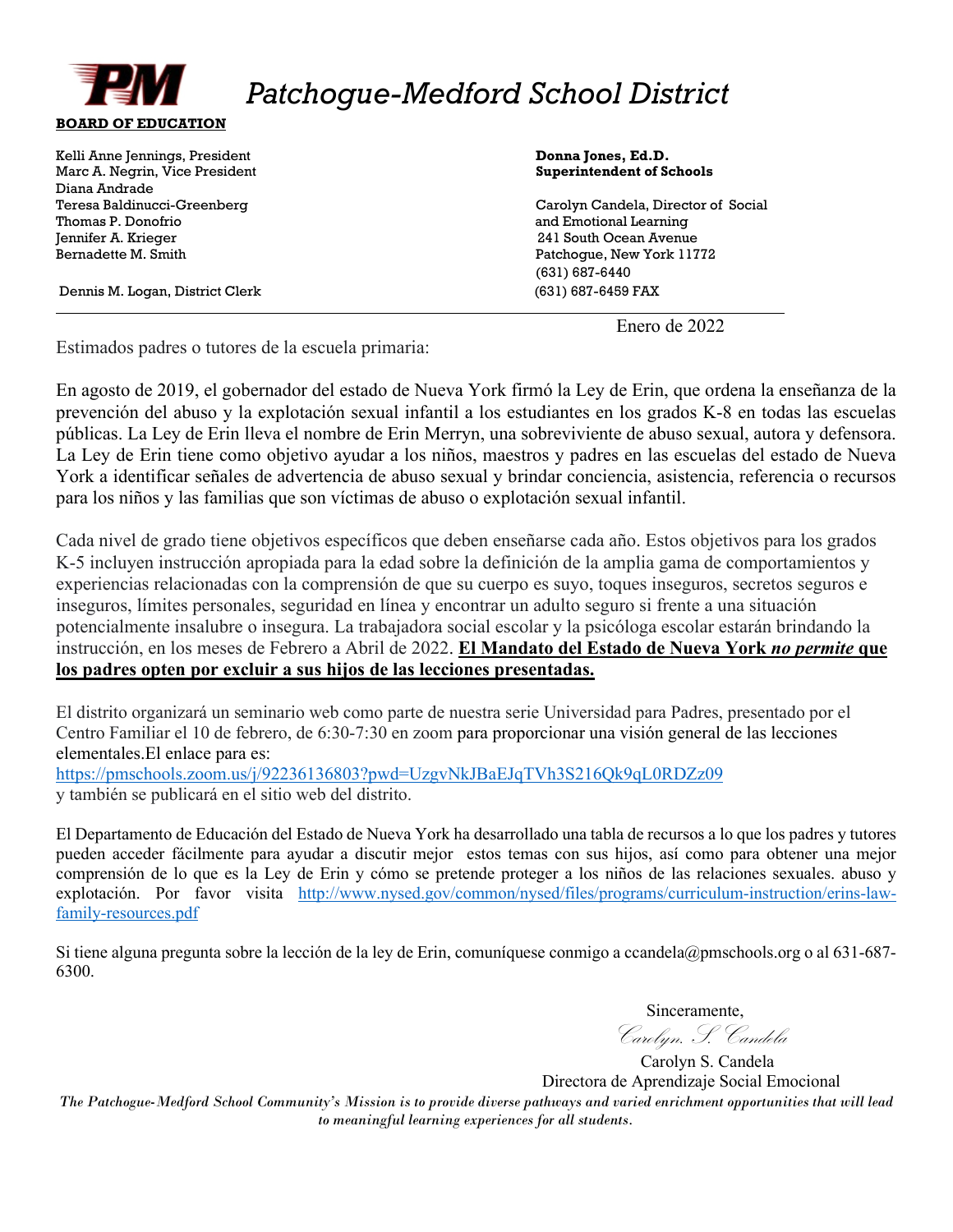# Patchogue-Medford School District

**BOARD OF EDUCATION**

Kelli Anne Jennings, President
Marc A. Negrin, Vice President
Diana Andrade
Teresa Baldinucci-Greenberg
Thomas P. Donofrio
Jennifer A. Krieger
Bernadette M. Smith

Dennis M. Logan, District Clerk

**Donna Jones, Ed.D.**
**Superintendent of Schools**

Carolyn Candela, Director of Social and Emotional Learning
241 South Ocean Avenue
Patchogue, New York 11772
(631) 687-6440
(631) 687-6459 FAX

---

Enero de 2022

Estimados padres o tutores de la escuela primaria:

En agosto de 2019, el gobernador del estado de Nueva York firmó la Ley de Erin, que ordena la enseñanza de la prevención del abuso y la explotación sexual infantil a los estudiantes en los grados K-8 en todas las escuelas públicas. La Ley de Erin lleva el nombre de Erin Merryn, una sobreviviente de abuso sexual, autora y defensora. La Ley de Erin tiene como objetivo ayudar a los niños, maestros y padres en las escuelas del estado de Nueva York a identificar señales de advertencia de abuso sexual y brindar conciencia, asistencia, referencia o recursos para los niños y las familias que son víctimas de abuso o explotación sexual infantil.

Cada nivel de grado tiene objetivos específicos que deben enseñarse cada año. Estos objetivos para los grados K-5 incluyen instrucción apropiada para la edad sobre la definición de la amplia gama de comportamientos y experiencias relacionadas con la comprensión de que su cuerpo es suyo, toques inseguros, secretos seguros e inseguros, límites personales, seguridad en línea y encontrar un adulto seguro si frente a una situación potencialmente insalubre o insegura. La trabajadora social escolar y la psicóloga escolar estarán brindando la instrucción, en los meses de Febrero a Abril de 2022. **El Mandato del Estado de Nueva York *no permite* que los padres opten por excluir a sus hijos de las lecciones presentadas.**

El distrito organizará un seminario web como parte de nuestra serie Universidad para Padres, presentado por el Centro Familiar el 10 de febrero, de 6:30-7:30 en zoom para proporcionar una visión general de las lecciones elementales.El enlace para es:
https://pmschools.zoom.us/j/92236136803?pwd=UzgvNkJBaEJqTVh3S216Qk9qL0RDZz09
y también se publicará en el sitio web del distrito.

El Departamento de Educación del Estado de Nueva York ha desarrollado una tabla de recursos a lo que los padres y tutores pueden acceder fácilmente para ayudar a discutir mejor estos temas con sus hijos, así como para obtener una mejor comprensión de lo que es la Ley de Erin y cómo se pretende proteger a los niños de las relaciones sexuales. abuso y explotación. Por favor visita http://www.nysed.gov/common/nysed/files/programs/curriculum-instruction/erins-law-family-resources.pdf

Si tiene alguna pregunta sobre la lección de la ley de Erin, comuníquese conmigo a ccandela@pmschools.org o al 631-687-6300.

Sinceramente,

*Carolyn. S. Candela*

Carolyn S. Candela
Directora de Aprendizaje Social Emocional

*The Patchogue-Medford School Community's Mission is to provide diverse pathways and varied enrichment opportunities that will lead to meaningful learning experiences for all students.*